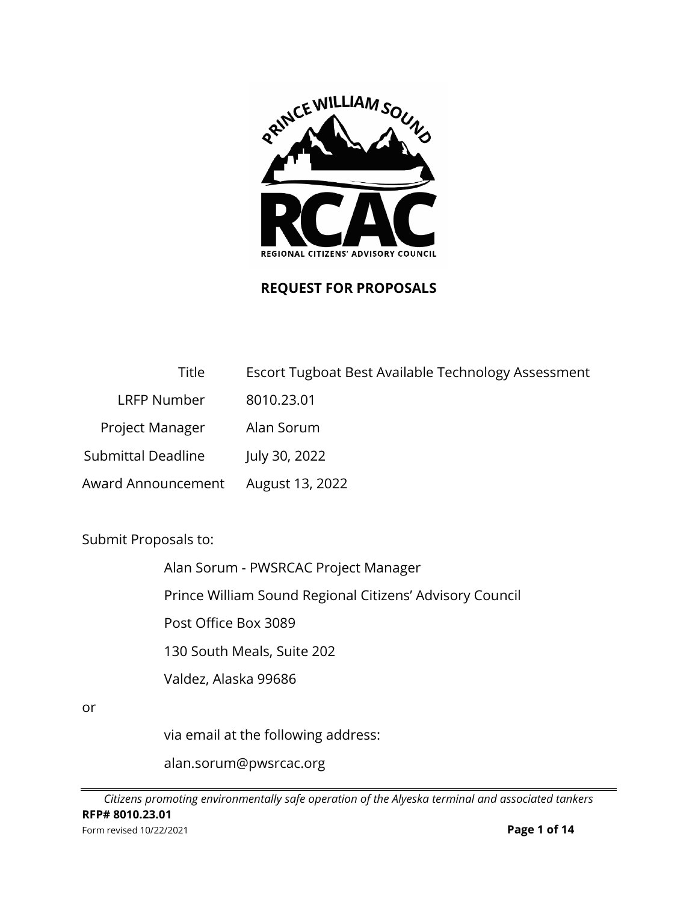# REQUEST FOR PROPOSALS

| | |
|---|---|
| Title | Escort Tugboat Best Available Technology Assessment |
| LRFP Number | 8010.23.01 |
| Project Manager | Alan Sorum |
| Submittal Deadline | July 30, 2022 |
| Award Announcement | August 13, 2022 |

Submit Proposals to:

Alan Sorum - PWSRCAC Project Manager
Prince William Sound Regional Citizens' Advisory Council
Post Office Box 3089
130 South Meals, Suite 202
Valdez, Alaska 99686

or

via email at the following address:
alan.sorum@pwsrcac.org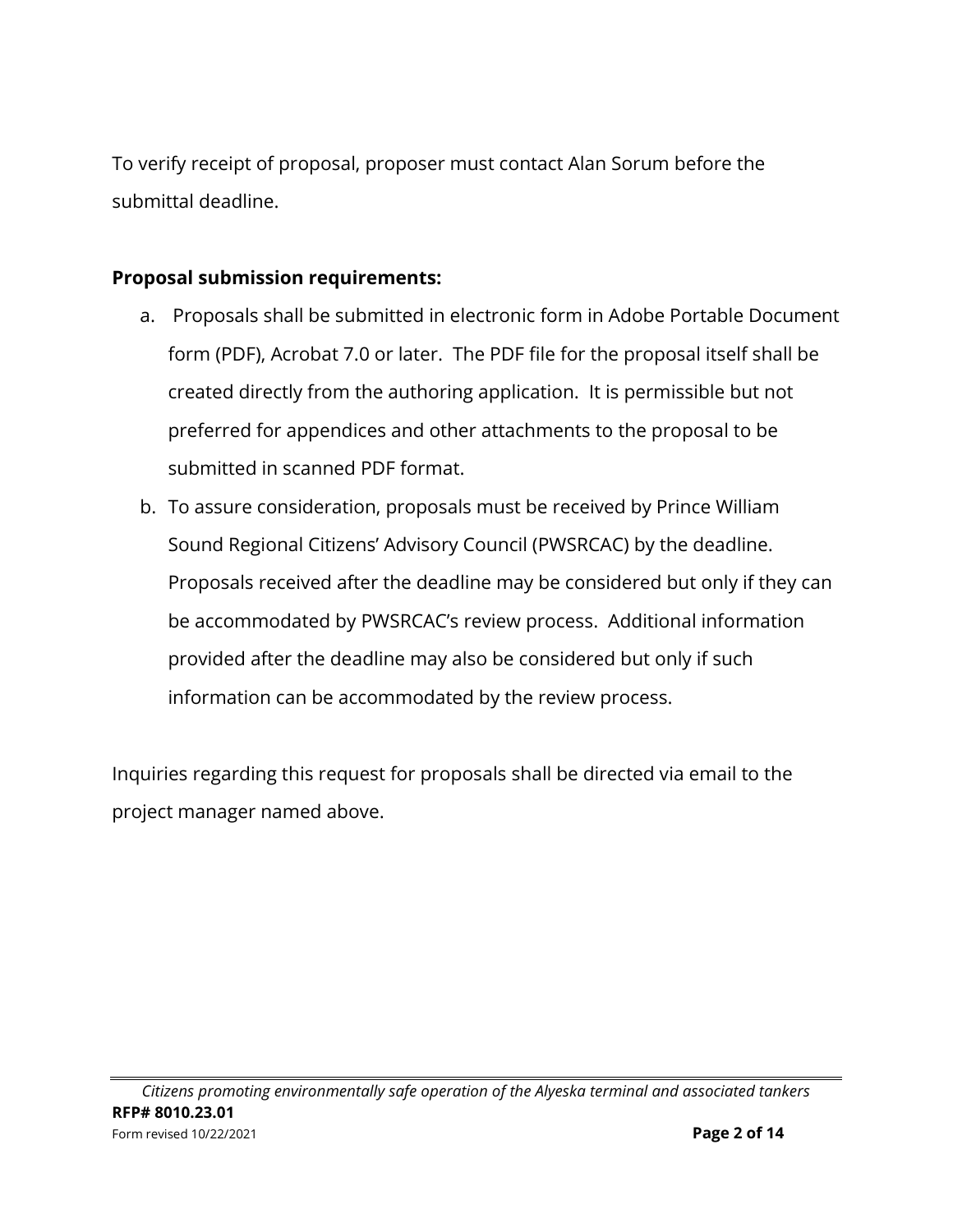To verify receipt of proposal, proposer must contact Alan Sorum before the submittal deadline.

**Proposal submission requirements:**

a. Proposals shall be submitted in electronic form in Adobe Portable Document form (PDF), Acrobat 7.0 or later. The PDF file for the proposal itself shall be created directly from the authoring application. It is permissible but not preferred for appendices and other attachments to the proposal to be submitted in scanned PDF format.
b. To assure consideration, proposals must be received by Prince William Sound Regional Citizens' Advisory Council (PWSRCAC) by the deadline. Proposals received after the deadline may be considered but only if they can be accommodated by PWSRCAC's review process. Additional information provided after the deadline may also be considered but only if such information can be accommodated by the review process.

Inquiries regarding this request for proposals shall be directed via email to the project manager named above.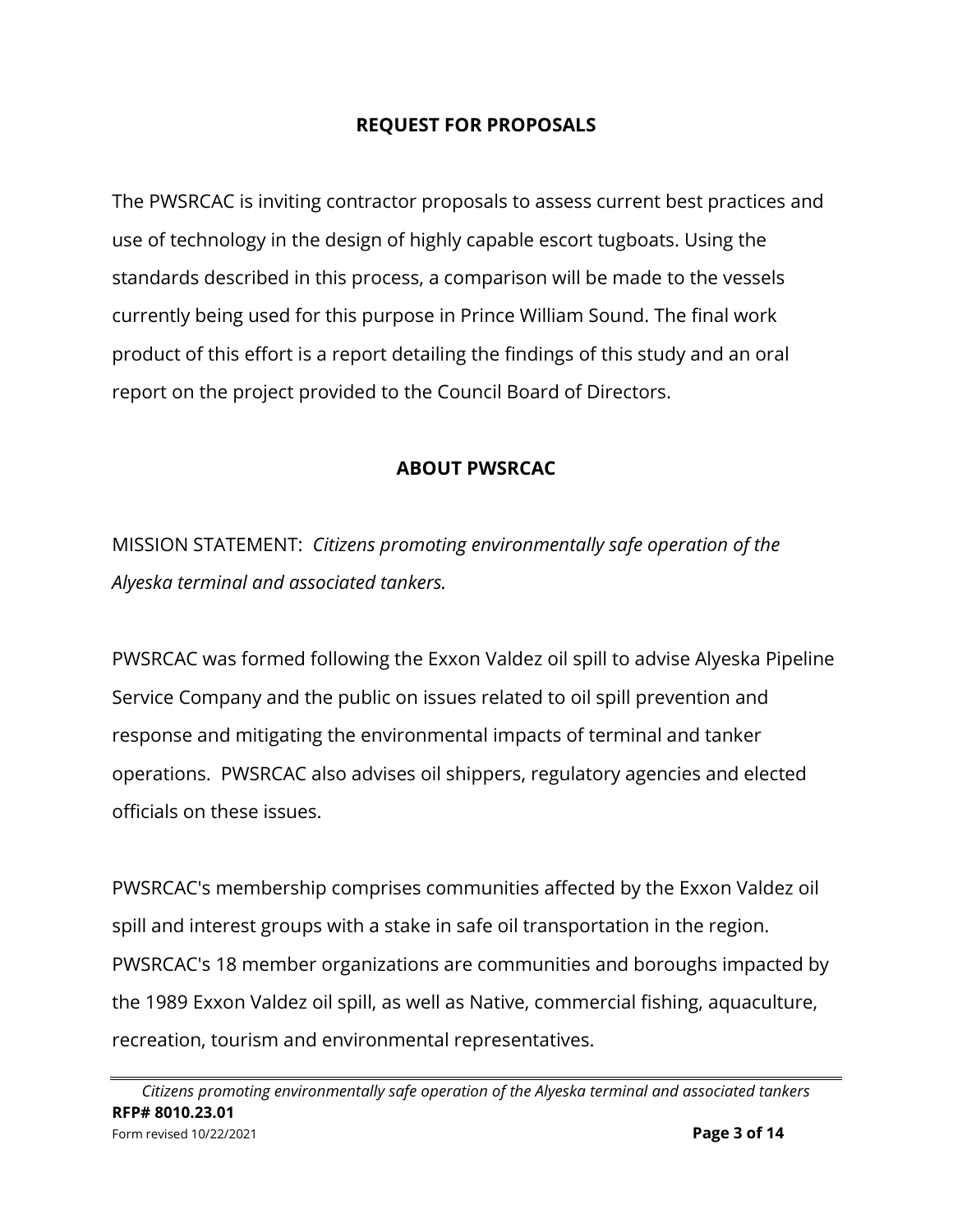## REQUEST FOR PROPOSALS

The PWSRCAC is inviting contractor proposals to assess current best practices and use of technology in the design of highly capable escort tugboats. Using the standards described in this process, a comparison will be made to the vessels currently being used for this purpose in Prince William Sound. The final work product of this effort is a report detailing the findings of this study and an oral report on the project provided to the Council Board of Directors.

## ABOUT PWSRCAC

MISSION STATEMENT: *Citizens promoting environmentally safe operation of the Alyeska terminal and associated tankers.*

PWSRCAC was formed following the Exxon Valdez oil spill to advise Alyeska Pipeline Service Company and the public on issues related to oil spill prevention and response and mitigating the environmental impacts of terminal and tanker operations. PWSRCAC also advises oil shippers, regulatory agencies and elected officials on these issues.

PWSRCAC's membership comprises communities affected by the Exxon Valdez oil spill and interest groups with a stake in safe oil transportation in the region. PWSRCAC's 18 member organizations are communities and boroughs impacted by the 1989 Exxon Valdez oil spill, as well as Native, commercial fishing, aquaculture, recreation, tourism and environmental representatives.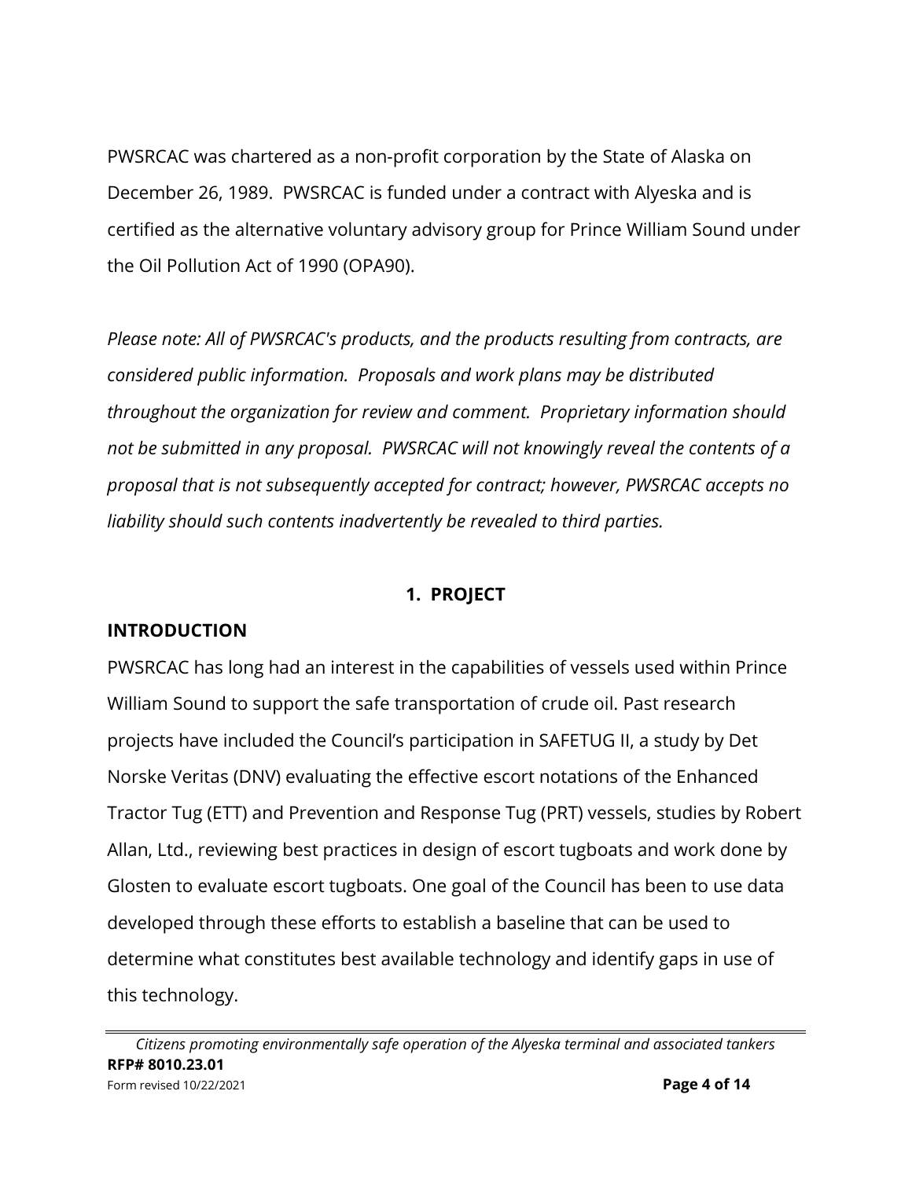PWSRCAC was chartered as a non-profit corporation by the State of Alaska on December 26, 1989. PWSRCAC is funded under a contract with Alyeska and is certified as the alternative voluntary advisory group for Prince William Sound under the Oil Pollution Act of 1990 (OPA90).

*Please note: All of PWSRCAC's products, and the products resulting from contracts, are considered public information. Proposals and work plans may be distributed throughout the organization for review and comment. Proprietary information should not be submitted in any proposal. PWSRCAC will not knowingly reveal the contents of a proposal that is not subsequently accepted for contract; however, PWSRCAC accepts no liability should such contents inadvertently be revealed to third parties.*

## 1. PROJECT

### INTRODUCTION

PWSRCAC has long had an interest in the capabilities of vessels used within Prince William Sound to support the safe transportation of crude oil. Past research projects have included the Council's participation in SAFETUG II, a study by Det Norske Veritas (DNV) evaluating the effective escort notations of the Enhanced Tractor Tug (ETT) and Prevention and Response Tug (PRT) vessels, studies by Robert Allan, Ltd., reviewing best practices in design of escort tugboats and work done by Glosten to evaluate escort tugboats. One goal of the Council has been to use data developed through these efforts to establish a baseline that can be used to determine what constitutes best available technology and identify gaps in use of this technology.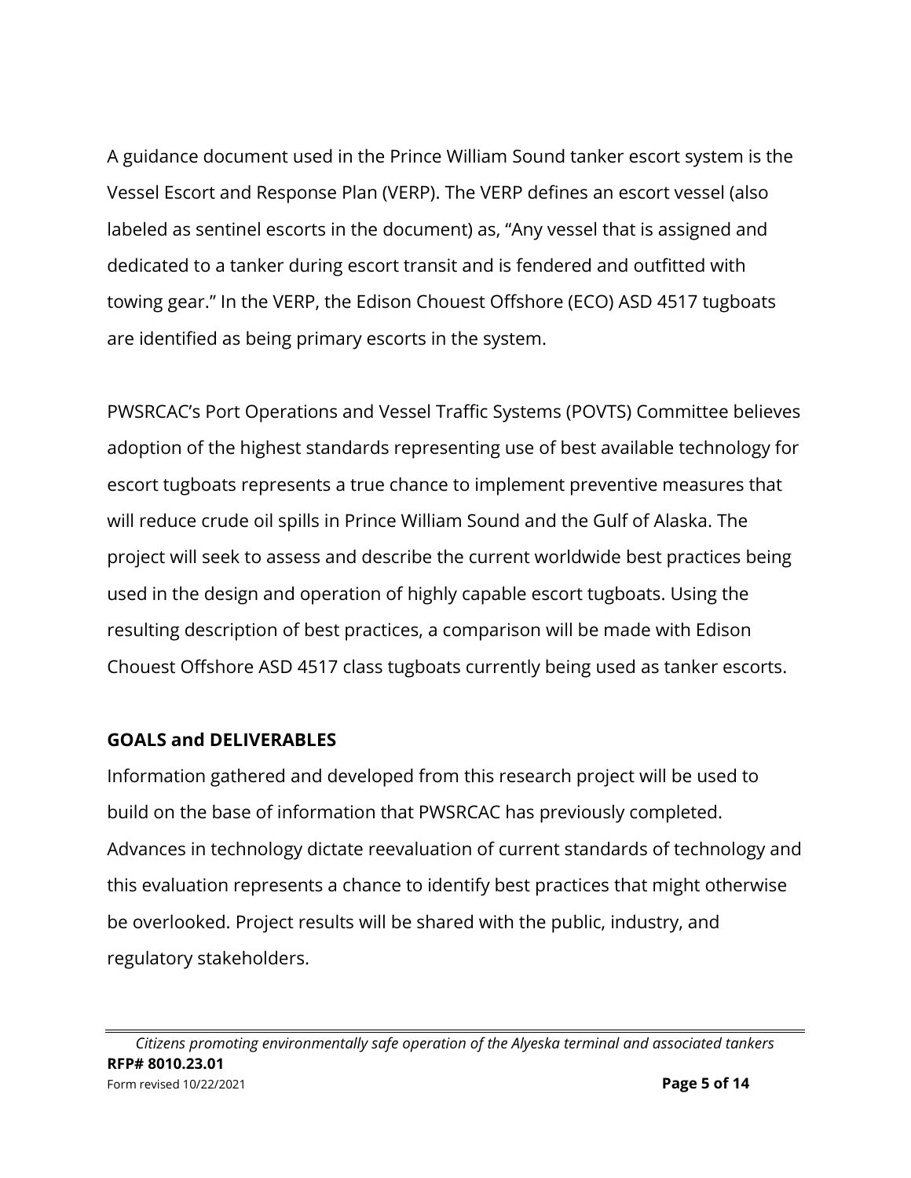A guidance document used in the Prince William Sound tanker escort system is the Vessel Escort and Response Plan (VERP). The VERP defines an escort vessel (also labeled as sentinel escorts in the document) as, "Any vessel that is assigned and dedicated to a tanker during escort transit and is fendered and outfitted with towing gear." In the VERP, the Edison Chouest Offshore (ECO) ASD 4517 tugboats are identified as being primary escorts in the system.

PWSRCAC's Port Operations and Vessel Traffic Systems (POVTS) Committee believes adoption of the highest standards representing use of best available technology for escort tugboats represents a true chance to implement preventive measures that will reduce crude oil spills in Prince William Sound and the Gulf of Alaska. The project will seek to assess and describe the current worldwide best practices being used in the design and operation of highly capable escort tugboats. Using the resulting description of best practices, a comparison will be made with Edison Chouest Offshore ASD 4517 class tugboats currently being used as tanker escorts.

## GOALS and DELIVERABLES

Information gathered and developed from this research project will be used to build on the base of information that PWSRCAC has previously completed. Advances in technology dictate reevaluation of current standards of technology and this evaluation represents a chance to identify best practices that might otherwise be overlooked. Project results will be shared with the public, industry, and regulatory stakeholders.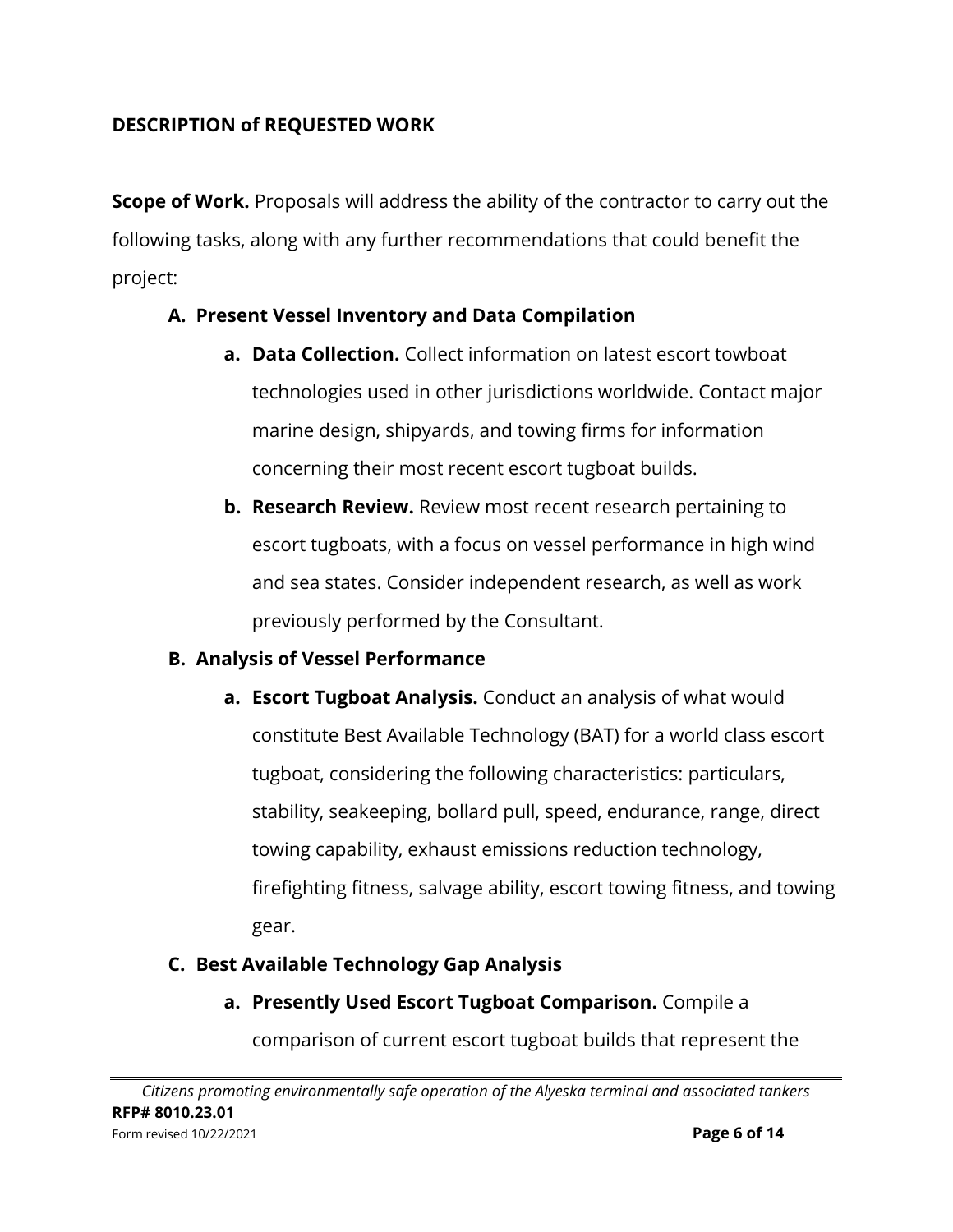## DESCRIPTION of REQUESTED WORK

**Scope of Work.** Proposals will address the ability of the contractor to carry out the following tasks, along with any further recommendations that could benefit the project:

**A. Present Vessel Inventory and Data Compilation**

- **a. Data Collection.** Collect information on latest escort towboat technologies used in other jurisdictions worldwide. Contact major marine design, shipyards, and towing firms for information concerning their most recent escort tugboat builds.
- **b. Research Review.** Review most recent research pertaining to escort tugboats, with a focus on vessel performance in high wind and sea states. Consider independent research, as well as work previously performed by the Consultant.

**B. Analysis of Vessel Performance**

- **a. Escort Tugboat Analysis.** Conduct an analysis of what would constitute Best Available Technology (BAT) for a world class escort tugboat, considering the following characteristics: particulars, stability, seakeeping, bollard pull, speed, endurance, range, direct towing capability, exhaust emissions reduction technology, firefighting fitness, salvage ability, escort towing fitness, and towing gear.

**C. Best Available Technology Gap Analysis**

- **a. Presently Used Escort Tugboat Comparison.** Compile a comparison of current escort tugboat builds that represent the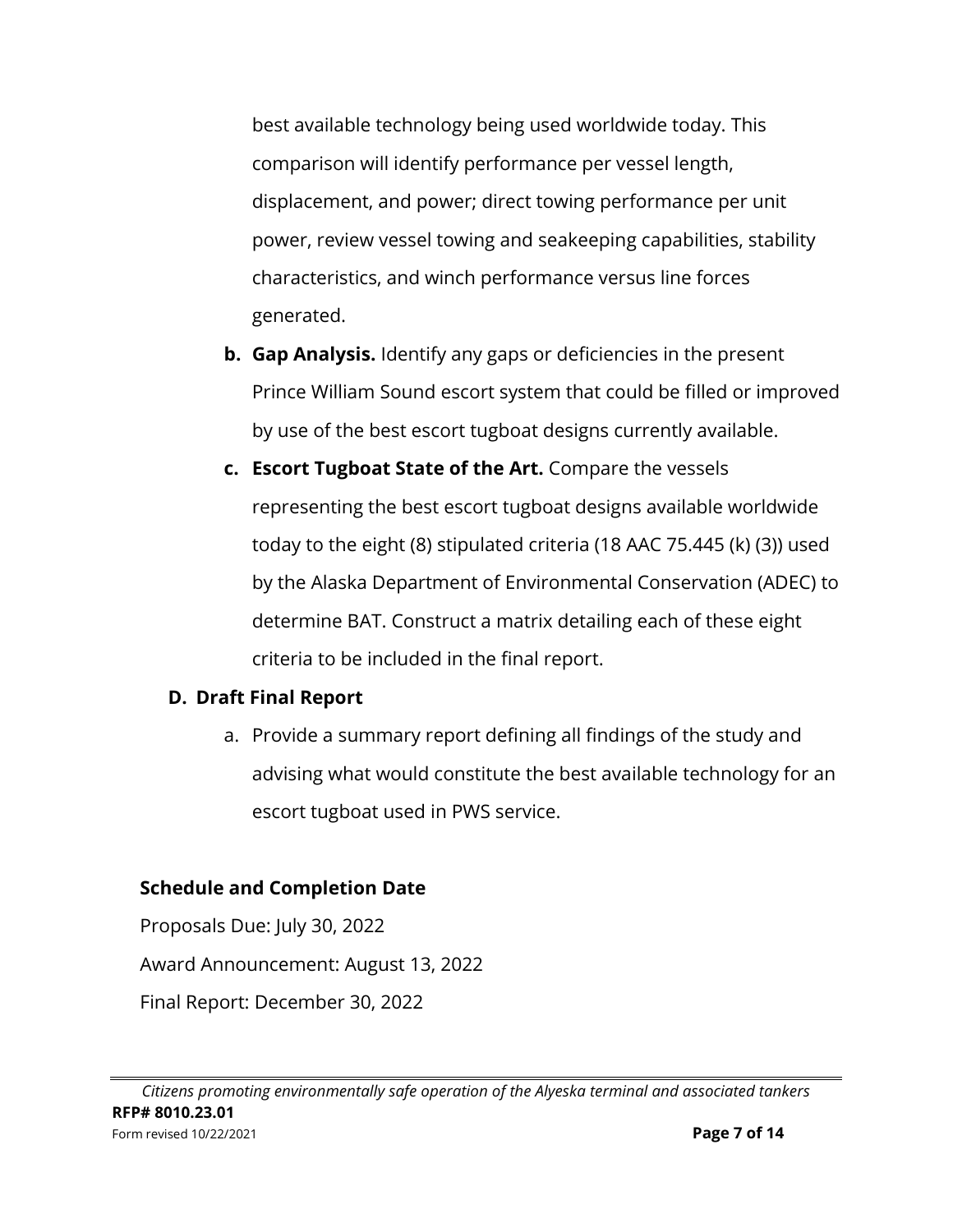best available technology being used worldwide today. This comparison will identify performance per vessel length, displacement, and power; direct towing performance per unit power, review vessel towing and seakeeping capabilities, stability characteristics, and winch performance versus line forces generated.

- **b. Gap Analysis.** Identify any gaps or deficiencies in the present Prince William Sound escort system that could be filled or improved by use of the best escort tugboat designs currently available.
- **c. Escort Tugboat State of the Art.** Compare the vessels representing the best escort tugboat designs available worldwide today to the eight (8) stipulated criteria (18 AAC 75.445 (k) (3)) used by the Alaska Department of Environmental Conservation (ADEC) to determine BAT. Construct a matrix detailing each of these eight criteria to be included in the final report.

**D. Draft Final Report**

- a. Provide a summary report defining all findings of the study and advising what would constitute the best available technology for an escort tugboat used in PWS service.

**Schedule and Completion Date**

Proposals Due: July 30, 2022

Award Announcement: August 13, 2022

Final Report: December 30, 2022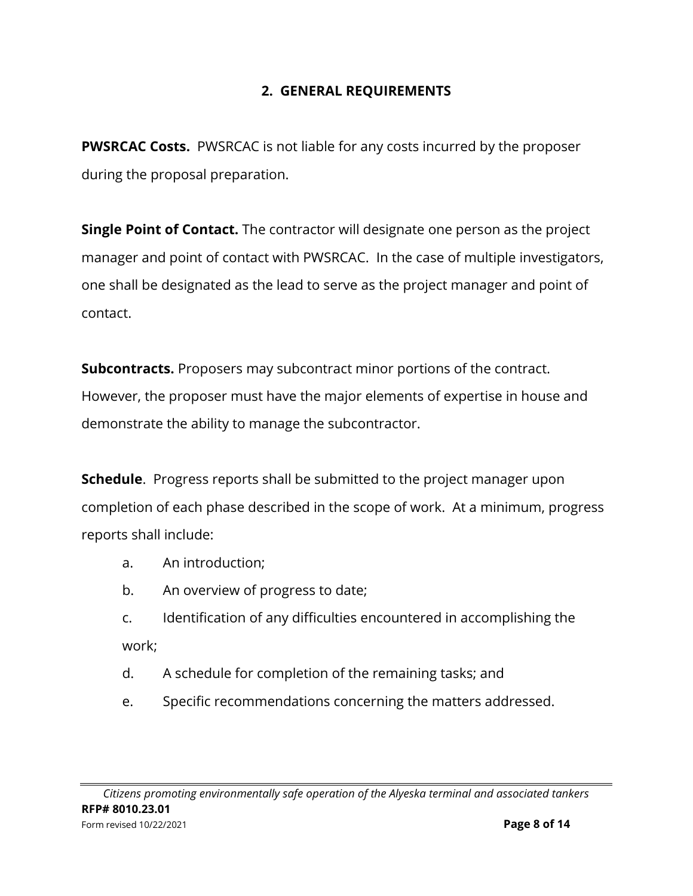## 2. GENERAL REQUIREMENTS

**PWSRCAC Costs.** PWSRCAC is not liable for any costs incurred by the proposer during the proposal preparation.

**Single Point of Contact.** The contractor will designate one person as the project manager and point of contact with PWSRCAC. In the case of multiple investigators, one shall be designated as the lead to serve as the project manager and point of contact.

**Subcontracts.** Proposers may subcontract minor portions of the contract. However, the proposer must have the major elements of expertise in house and demonstrate the ability to manage the subcontractor.

**Schedule**. Progress reports shall be submitted to the project manager upon completion of each phase described in the scope of work. At a minimum, progress reports shall include:

a. An introduction;
b. An overview of progress to date;
c. Identification of any difficulties encountered in accomplishing the work;
d. A schedule for completion of the remaining tasks; and
e. Specific recommendations concerning the matters addressed.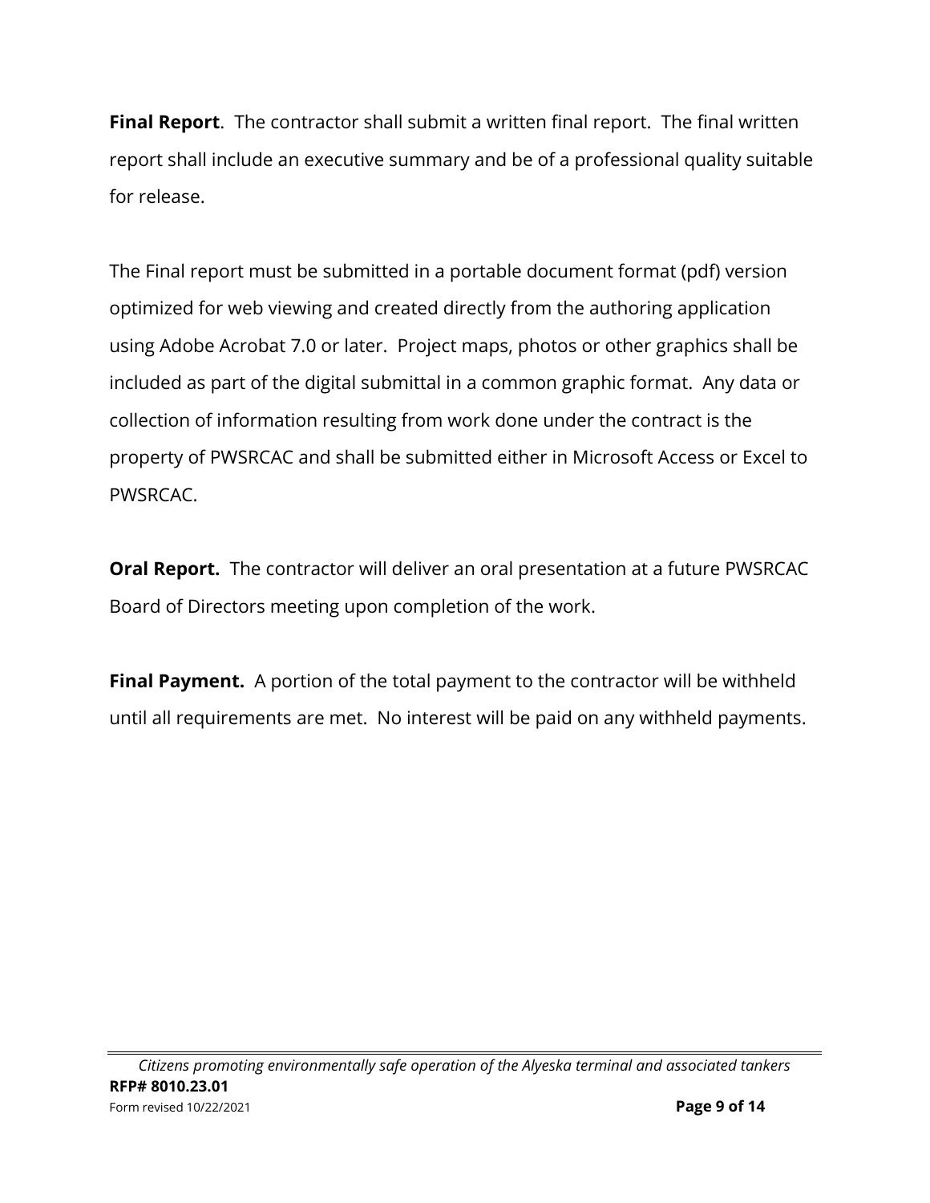**Final Report**. The contractor shall submit a written final report. The final written report shall include an executive summary and be of a professional quality suitable for release.

The Final report must be submitted in a portable document format (pdf) version optimized for web viewing and created directly from the authoring application using Adobe Acrobat 7.0 or later. Project maps, photos or other graphics shall be included as part of the digital submittal in a common graphic format. Any data or collection of information resulting from work done under the contract is the property of PWSRCAC and shall be submitted either in Microsoft Access or Excel to PWSRCAC.

**Oral Report.** The contractor will deliver an oral presentation at a future PWSRCAC Board of Directors meeting upon completion of the work.

**Final Payment.** A portion of the total payment to the contractor will be withheld until all requirements are met. No interest will be paid on any withheld payments.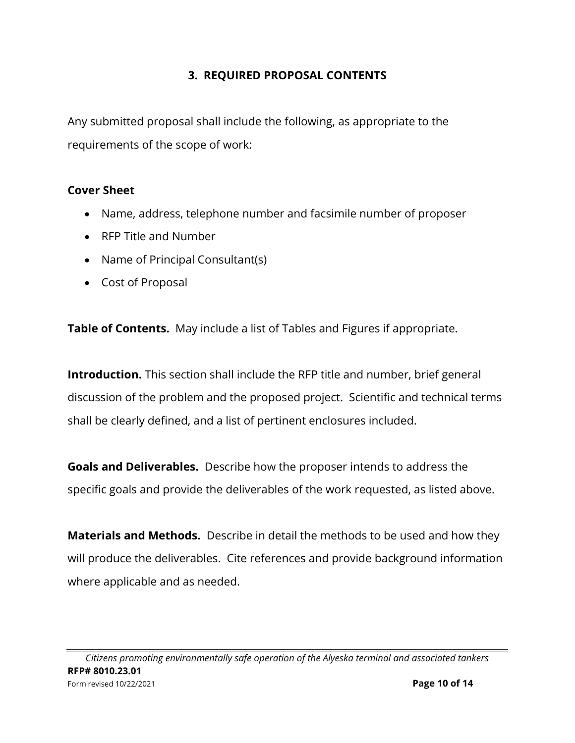## 3. REQUIRED PROPOSAL CONTENTS

Any submitted proposal shall include the following, as appropriate to the requirements of the scope of work:

**Cover Sheet**

- Name, address, telephone number and facsimile number of proposer
- RFP Title and Number
- Name of Principal Consultant(s)
- Cost of Proposal

**Table of Contents.** May include a list of Tables and Figures if appropriate.

**Introduction.** This section shall include the RFP title and number, brief general discussion of the problem and the proposed project. Scientific and technical terms shall be clearly defined, and a list of pertinent enclosures included.

**Goals and Deliverables.** Describe how the proposer intends to address the specific goals and provide the deliverables of the work requested, as listed above.

**Materials and Methods.** Describe in detail the methods to be used and how they will produce the deliverables. Cite references and provide background information where applicable and as needed.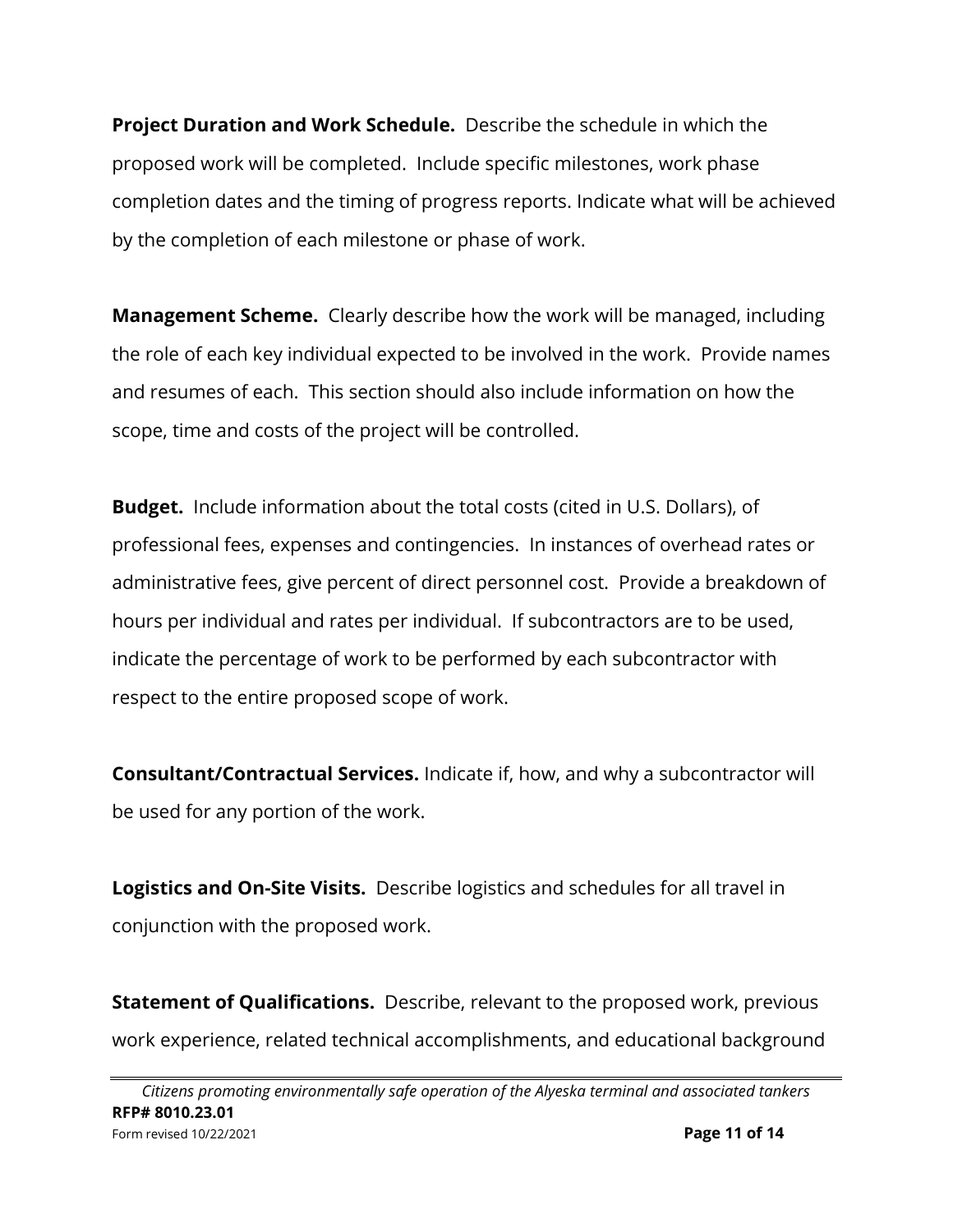**Project Duration and Work Schedule.** Describe the schedule in which the proposed work will be completed. Include specific milestones, work phase completion dates and the timing of progress reports. Indicate what will be achieved by the completion of each milestone or phase of work.

**Management Scheme.** Clearly describe how the work will be managed, including the role of each key individual expected to be involved in the work. Provide names and resumes of each. This section should also include information on how the scope, time and costs of the project will be controlled.

**Budget.** Include information about the total costs (cited in U.S. Dollars), of professional fees, expenses and contingencies. In instances of overhead rates or administrative fees, give percent of direct personnel cost. Provide a breakdown of hours per individual and rates per individual. If subcontractors are to be used, indicate the percentage of work to be performed by each subcontractor with respect to the entire proposed scope of work.

**Consultant/Contractual Services.** Indicate if, how, and why a subcontractor will be used for any portion of the work.

**Logistics and On-Site Visits.** Describe logistics and schedules for all travel in conjunction with the proposed work.

**Statement of Qualifications.** Describe, relevant to the proposed work, previous work experience, related technical accomplishments, and educational background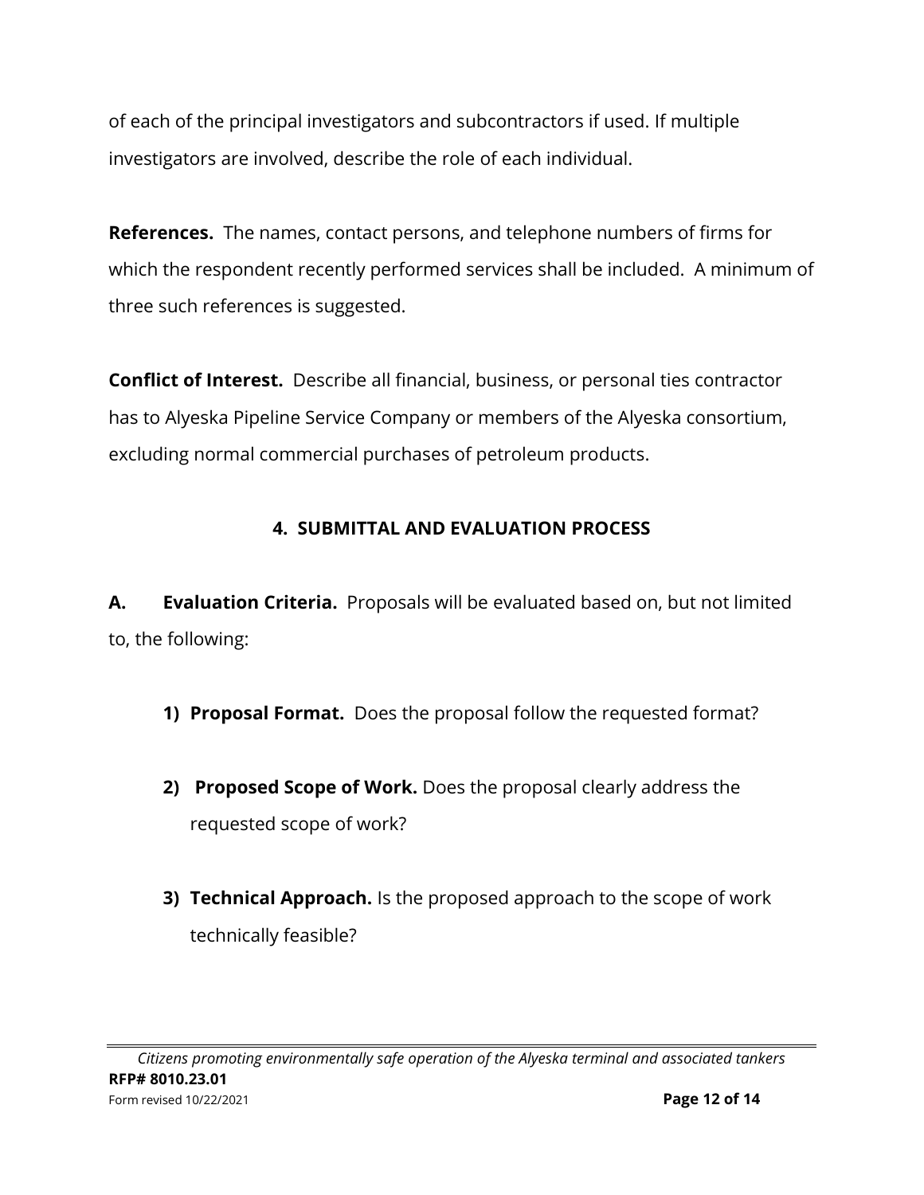of each of the principal investigators and subcontractors if used. If multiple investigators are involved, describe the role of each individual.

**References.** The names, contact persons, and telephone numbers of firms for which the respondent recently performed services shall be included. A minimum of three such references is suggested.

**Conflict of Interest.** Describe all financial, business, or personal ties contractor has to Alyeska Pipeline Service Company or members of the Alyeska consortium, excluding normal commercial purchases of petroleum products.

## 4. SUBMITTAL AND EVALUATION PROCESS

**A. Evaluation Criteria.** Proposals will be evaluated based on, but not limited to, the following:

1) **Proposal Format.** Does the proposal follow the requested format?

2) **Proposed Scope of Work.** Does the proposal clearly address the requested scope of work?

3) **Technical Approach.** Is the proposed approach to the scope of work technically feasible?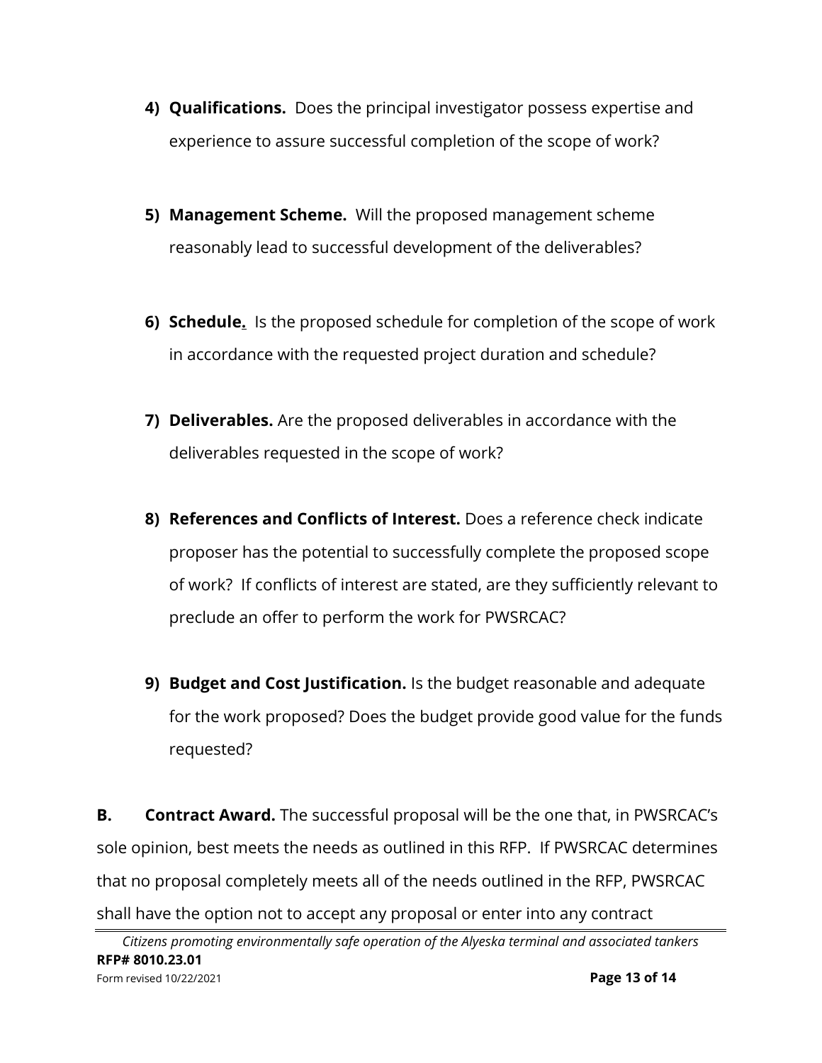4) **Qualifications.** Does the principal investigator possess expertise and experience to assure successful completion of the scope of work?

5) **Management Scheme.** Will the proposed management scheme reasonably lead to successful development of the deliverables?

6) **Schedule.** Is the proposed schedule for completion of the scope of work in accordance with the requested project duration and schedule?

7) **Deliverables.** Are the proposed deliverables in accordance with the deliverables requested in the scope of work?

8) **References and Conflicts of Interest.** Does a reference check indicate proposer has the potential to successfully complete the proposed scope of work? If conflicts of interest are stated, are they sufficiently relevant to preclude an offer to perform the work for PWSRCAC?

9) **Budget and Cost Justification.** Is the budget reasonable and adequate for the work proposed? Does the budget provide good value for the funds requested?

**B. Contract Award.** The successful proposal will be the one that, in PWSRCAC's sole opinion, best meets the needs as outlined in this RFP. If PWSRCAC determines that no proposal completely meets all of the needs outlined in the RFP, PWSRCAC shall have the option not to accept any proposal or enter into any contract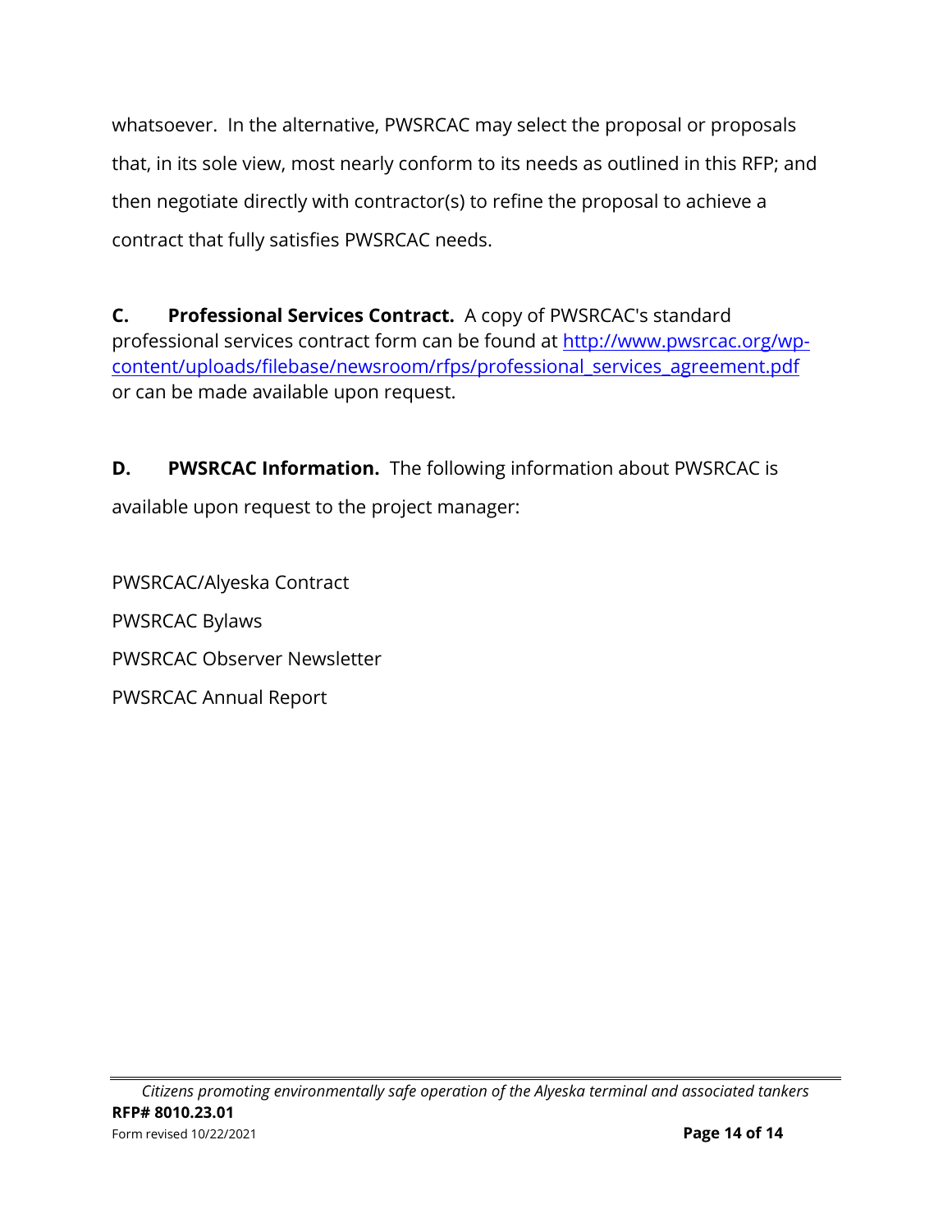whatsoever. In the alternative, PWSRCAC may select the proposal or proposals that, in its sole view, most nearly conform to its needs as outlined in this RFP; and then negotiate directly with contractor(s) to refine the proposal to achieve a contract that fully satisfies PWSRCAC needs.

**C. Professional Services Contract.** A copy of PWSRCAC's standard professional services contract form can be found at [http://www.pwsrcac.org/wp-content/uploads/filebase/newsroom/rfps/professional_services_agreement.pdf](http://www.pwsrcac.org/wp-content/uploads/filebase/newsroom/rfps/professional_services_agreement.pdf) or can be made available upon request.

**D. PWSRCAC Information.** The following information about PWSRCAC is available upon request to the project manager:

PWSRCAC/Alyeska Contract

PWSRCAC Bylaws

PWSRCAC Observer Newsletter

PWSRCAC Annual Report